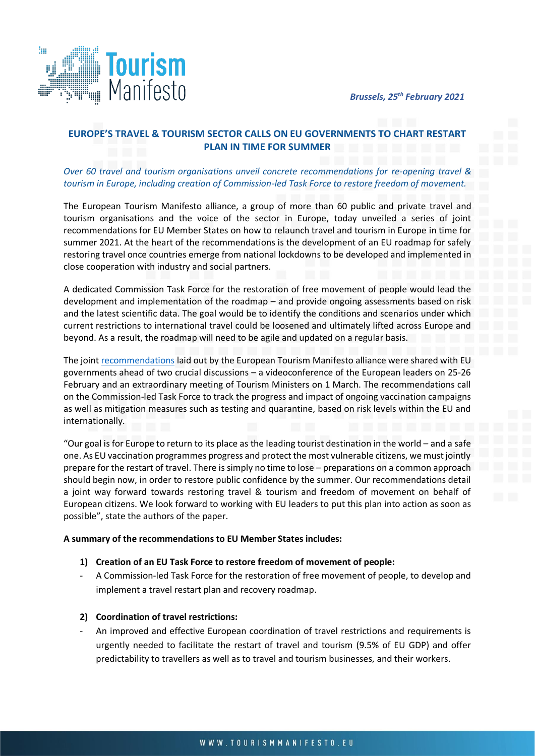*Brussels, 25th February 2021*

## EUROPE'S TRAVEL & TOURISM SECTOR CALLS ON EU GOVERNMENTS TO CHART RESTART PLAN IN TIME FOR SUMMER

*Over 60 travel and tourism organisations unveil concrete recommendations for re-opening travel & tourism in Europe, including creation of Commission-led Task Force to restore freedom of movement.*

The European Tourism Manifesto alliance, a group of more than 60 public and private travel and tourism organisations and the voice of the sector in Europe, today unveiled a series of joint recommendations for EU Member States on how to relaunch travel and tourism in Europe in time for summer 2021. At the heart of the recommendations is the development of an EU roadmap for safely restoring travel once countries emerge from national lockdowns to be developed and implemented in close cooperation with industry and social partners.

A dedicated Commission Task Force for the restoration of free movement of people would lead the development and implementation of the roadmap – and provide ongoing assessments based on risk and the latest scientific data. The goal would be to identify the conditions and scenarios under which current restrictions to international travel could be loosened and ultimately lifted across Europe and beyond. As a result, the roadmap will need to be agile and updated on a regular basis.

The joint recommendations laid out by the European Tourism Manifesto alliance were shared with EU governments ahead of two crucial discussions – a videoconference of the European leaders on 25-26 February and an extraordinary meeting of Tourism Ministers on 1 March. The recommendations call on the Commission-led Task Force to track the progress and impact of ongoing vaccination campaigns as well as mitigation measures such as testing and quarantine, based on risk levels within the EU and internationally.

"Our goal is for Europe to return to its place as the leading tourist destination in the world – and a safe one. As EU vaccination programmes progress and protect the most vulnerable citizens, we must jointly prepare for the restart of travel. There is simply no time to lose – preparations on a common approach should begin now, in order to restore public confidence by the summer. Our recommendations detail a joint way forward towards restoring travel & tourism and freedom of movement on behalf of European citizens. We look forward to working with EU leaders to put this plan into action as soon as possible", state the authors of the paper.

**A summary of the recommendations to EU Member States includes:**

1) **Creation of an EU Task Force to restore freedom of movement of people:**
   - A Commission-led Task Force for the restoration of free movement of people, to develop and implement a travel restart plan and recovery roadmap.

2) **Coordination of travel restrictions:**
   - An improved and effective European coordination of travel restrictions and requirements is urgently needed to facilitate the restart of travel and tourism (9.5% of EU GDP) and offer predictability to travellers as well as to travel and tourism businesses, and their workers.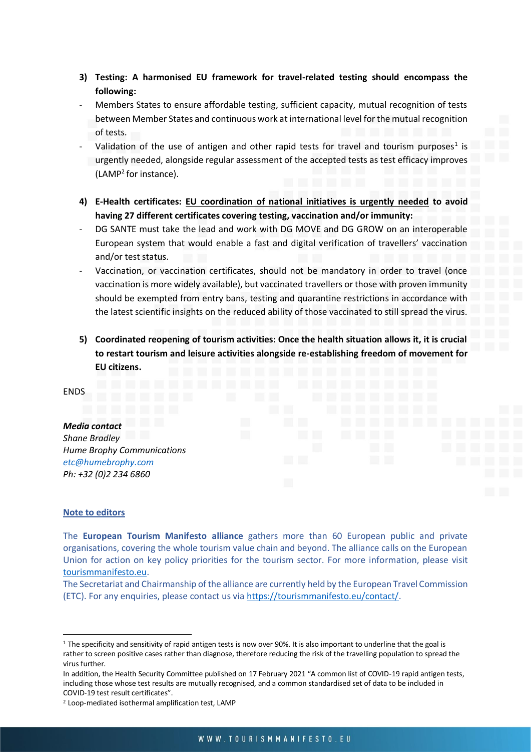3) **Testing: A harmonised EU framework for travel-related testing should encompass the following:**

- Members States to ensure affordable testing, sufficient capacity, mutual recognition of tests between Member States and continuous work at international level for the mutual recognition of tests.
- Validation of the use of antigen and other rapid tests for travel and tourism purposes[1] is urgently needed, alongside regular assessment of the accepted tests as test efficacy improves (LAMP[2] for instance).

4) **E-Health certificates: EU coordination of national initiatives is urgently needed to avoid having 27 different certificates covering testing, vaccination and/or immunity:**

- DG SANTE must take the lead and work with DG MOVE and DG GROW on an interoperable European system that would enable a fast and digital verification of travellers' vaccination and/or test status.
- Vaccination, or vaccination certificates, should not be mandatory in order to travel (once vaccination is more widely available), but vaccinated travellers or those with proven immunity should be exempted from entry bans, testing and quarantine restrictions in accordance with the latest scientific insights on the reduced ability of those vaccinated to still spread the virus.

5) **Coordinated reopening of tourism activities: Once the health situation allows it, it is crucial to restart tourism and leisure activities alongside re-establishing freedom of movement for EU citizens.**

ENDS

***Media contact***
*Shane Bradley*
*Hume Brophy Communications*
*etc@humebrophy.com*
*Ph: +32 (0)2 234 6860*

**Note to editors**

The **European Tourism Manifesto alliance** gathers more than 60 European public and private organisations, covering the whole tourism value chain and beyond. The alliance calls on the European Union for action on key policy priorities for the tourism sector. For more information, please visit tourismmanifesto.eu.

The Secretariat and Chairmanship of the alliance are currently held by the European Travel Commission (ETC). For any enquiries, please contact us via https://tourismmanifesto.eu/contact/.

---

[1] The specificity and sensitivity of rapid antigen tests is now over 90%. It is also important to underline that the goal is rather to screen positive cases rather than diagnose, therefore reducing the risk of the travelling population to spread the virus further.
In addition, the Health Security Committee published on 17 February 2021 "A common list of COVID-19 rapid antigen tests, including those whose test results are mutually recognised, and a common standardised set of data to be included in COVID-19 test result certificates".

[2] Loop-mediated isothermal amplification test, LAMP